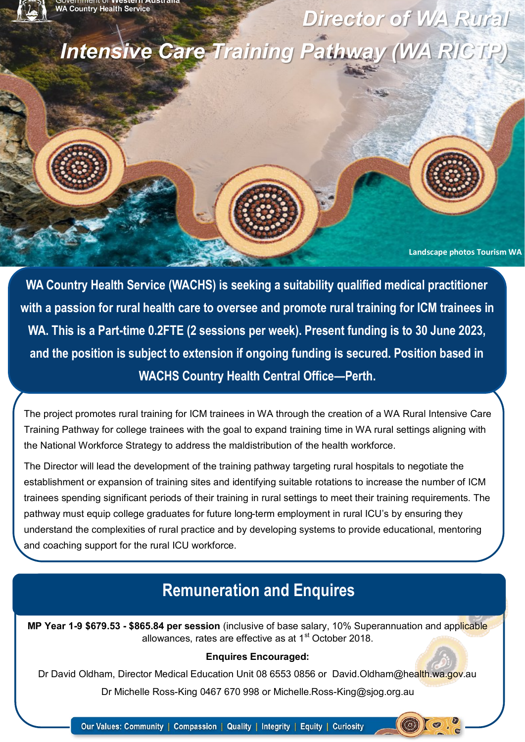Government of Western Australia
WA Country Health Service

# Director of WA Rural Intensive Care Training Pathway (WA RICTP)

Landscape photos Tourism WA

**WA Country Health Service (WACHS) is seeking a suitability qualified medical practitioner with a passion for rural health care to oversee and promote rural training for ICM trainees in WA. This is a Part-time 0.2FTE (2 sessions per week). Present funding is to 30 June 2023, and the position is subject to extension if ongoing funding is secured. Position based in WACHS Country Health Central Office—Perth.**

The project promotes rural training for ICM trainees in WA through the creation of a WA Rural Intensive Care Training Pathway for college trainees with the goal to expand training time in WA rural settings aligning with the National Workforce Strategy to address the maldistribution of the health workforce.

The Director will lead the development of the training pathway targeting rural hospitals to negotiate the establishment or expansion of training sites and identifying suitable rotations to increase the number of ICM trainees spending significant periods of their training in rural settings to meet their training requirements. The pathway must equip college graduates for future long-term employment in rural ICU's by ensuring they understand the complexities of rural practice and by developing systems to provide educational, mentoring and coaching support for the rural ICU workforce.

## Remuneration and Enquires

**MP Year 1-9 $679.53 - $865.84 per session** (inclusive of base salary, 10% Superannuation and applicable allowances, rates are effective as at 1st October 2018.

**Enquires Encouraged:**

Dr David Oldham, Director Medical Education Unit 08 6553 0856 or David.Oldham@health.wa.gov.au

Dr Michelle Ross-King 0467 670 998 or Michelle.Ross-King@sjog.org.au

Our Values: Community | Compassion | Quality | Integrity | Equity | Curiosity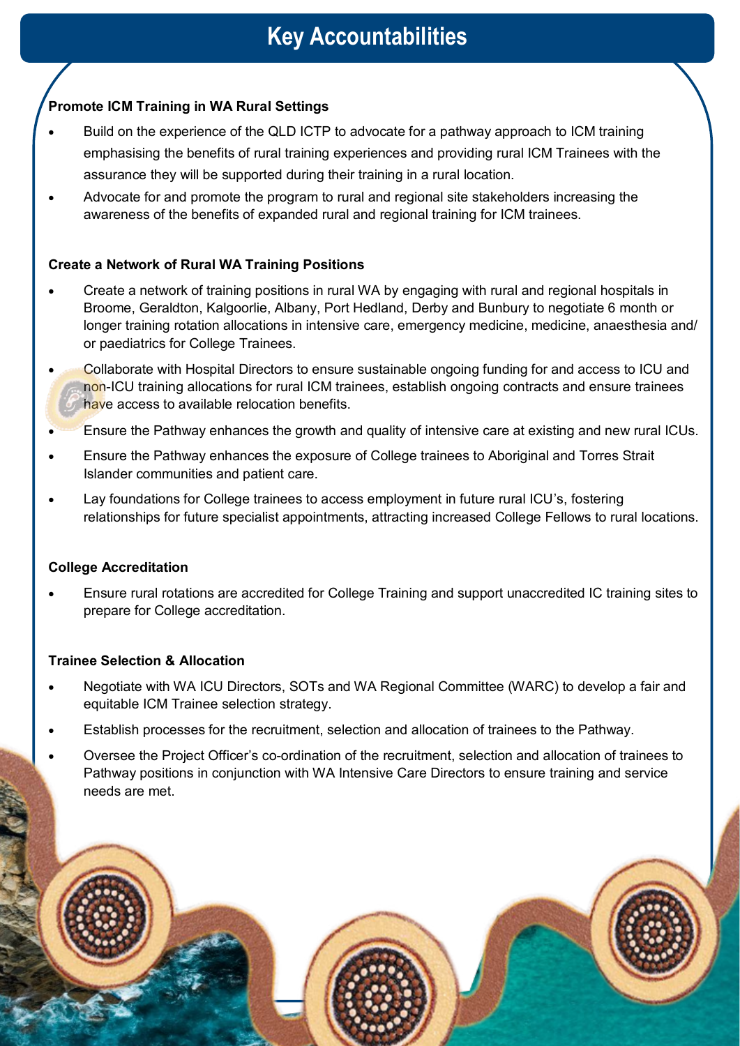# Key Accountabilities

**Promote ICM Training in WA Rural Settings**

- Build on the experience of the QLD ICTP to advocate for a pathway approach to ICM training emphasising the benefits of rural training experiences and providing rural ICM Trainees with the assurance they will be supported during their training in a rural location.
- Advocate for and promote the program to rural and regional site stakeholders increasing the awareness of the benefits of expanded rural and regional training for ICM trainees.

**Create a Network of Rural WA Training Positions**

- Create a network of training positions in rural WA by engaging with rural and regional hospitals in Broome, Geraldton, Kalgoorlie, Albany, Port Hedland, Derby and Bunbury to negotiate 6 month or longer training rotation allocations in intensive care, emergency medicine, medicine, anaesthesia and/ or paediatrics for College Trainees.
- Collaborate with Hospital Directors to ensure sustainable ongoing funding for and access to ICU and non-ICU training allocations for rural ICM trainees, establish ongoing contracts and ensure trainees have access to available relocation benefits.
- Ensure the Pathway enhances the growth and quality of intensive care at existing and new rural ICUs.
- Ensure the Pathway enhances the exposure of College trainees to Aboriginal and Torres Strait Islander communities and patient care.
- Lay foundations for College trainees to access employment in future rural ICU's, fostering relationships for future specialist appointments, attracting increased College Fellows to rural locations.

**College Accreditation**

- Ensure rural rotations are accredited for College Training and support unaccredited IC training sites to prepare for College accreditation.

**Trainee Selection & Allocation**

- Negotiate with WA ICU Directors, SOTs and WA Regional Committee (WARC) to develop a fair and equitable ICM Trainee selection strategy.
- Establish processes for the recruitment, selection and allocation of trainees to the Pathway.
- Oversee the Project Officer's co-ordination of the recruitment, selection and allocation of trainees to Pathway positions in conjunction with WA Intensive Care Directors to ensure training and service needs are met.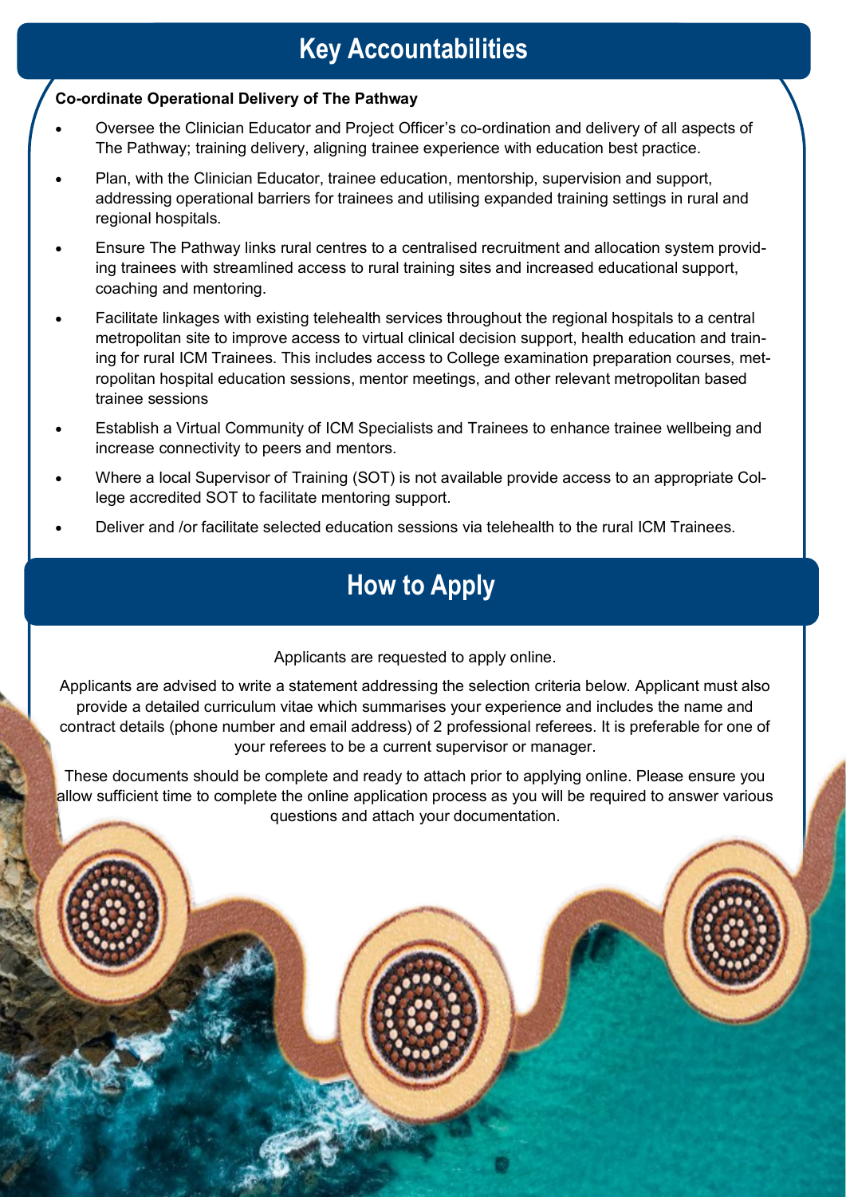## Key Accountabilities

**Co-ordinate Operational Delivery of The Pathway**

- Oversee the Clinician Educator and Project Officer's co-ordination and delivery of all aspects of The Pathway; training delivery, aligning trainee experience with education best practice.
- Plan, with the Clinician Educator, trainee education, mentorship, supervision and support, addressing operational barriers for trainees and utilising expanded training settings in rural and regional hospitals.
- Ensure The Pathway links rural centres to a centralised recruitment and allocation system providing trainees with streamlined access to rural training sites and increased educational support, coaching and mentoring.
- Facilitate linkages with existing telehealth services throughout the regional hospitals to a central metropolitan site to improve access to virtual clinical decision support, health education and training for rural ICM Trainees. This includes access to College examination preparation courses, metropolitan hospital education sessions, mentor meetings, and other relevant metropolitan based trainee sessions
- Establish a Virtual Community of ICM Specialists and Trainees to enhance trainee wellbeing and increase connectivity to peers and mentors.
- Where a local Supervisor of Training (SOT) is not available provide access to an appropriate College accredited SOT to facilitate mentoring support.
- Deliver and /or facilitate selected education sessions via telehealth to the rural ICM Trainees.

## How to Apply

Applicants are requested to apply online.

Applicants are advised to write a statement addressing the selection criteria below. Applicant must also provide a detailed curriculum vitae which summarises your experience and includes the name and contract details (phone number and email address) of 2 professional referees. It is preferable for one of your referees to be a current supervisor or manager.

These documents should be complete and ready to attach prior to applying online. Please ensure you allow sufficient time to complete the online application process as you will be required to answer various questions and attach your documentation.